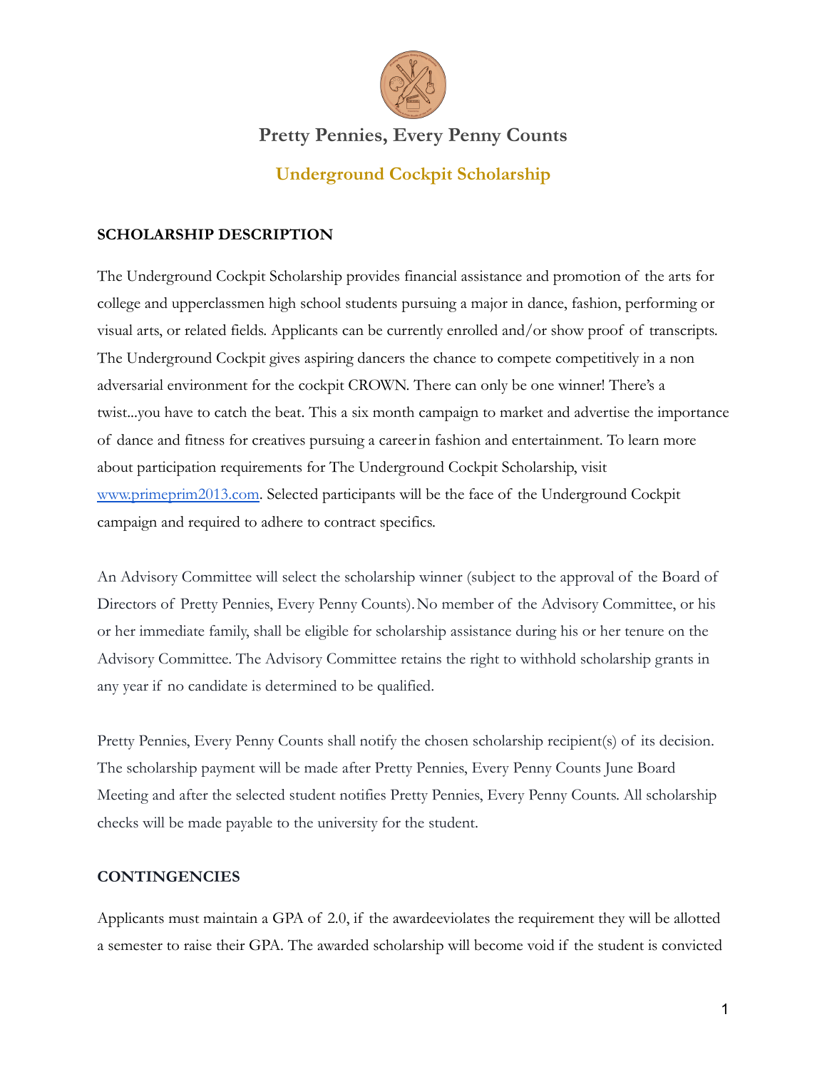# Pretty Pennies, Every Penny Counts

## Underground Cockpit Scholarship

### SCHOLARSHIP DESCRIPTION

The Underground Cockpit Scholarship provides financial assistance and promotion of the arts for college and upperclassmen high school students pursuing a major in dance, fashion, performing or visual arts, or related fields. Applicants can be currently enrolled and/or show proof of transcripts. The Underground Cockpit gives aspiring dancers the chance to compete competitively in a non adversarial environment for the cockpit CROWN. There can only be one winner! There's a twist...you have to catch the beat. This a six month campaign to market and advertise the importance of dance and fitness for creatives pursuing a careerin fashion and entertainment. To learn more about participation requirements for The Underground Cockpit Scholarship, visit [www.primeprim2013.com](www.primeprim2013.com). Selected participants will be the face of the Underground Cockpit campaign and required to adhere to contract specifics.

An Advisory Committee will select the scholarship winner (subject to the approval of the Board of Directors of Pretty Pennies, Every Penny Counts). No member of the Advisory Committee, or his or her immediate family, shall be eligible for scholarship assistance during his or her tenure on the Advisory Committee. The Advisory Committee retains the right to withhold scholarship grants in any year if no candidate is determined to be qualified.

Pretty Pennies, Every Penny Counts shall notify the chosen scholarship recipient(s) of its decision. The scholarship payment will be made after Pretty Pennies, Every Penny Counts June Board Meeting and after the selected student notifies Pretty Pennies, Every Penny Counts. All scholarship checks will be made payable to the university for the student.

### CONTINGENCIES

Applicants must maintain a GPA of 2.0, if the awardeeviolates the requirement they will be allotted a semester to raise their GPA. The awarded scholarship will become void if the student is convicted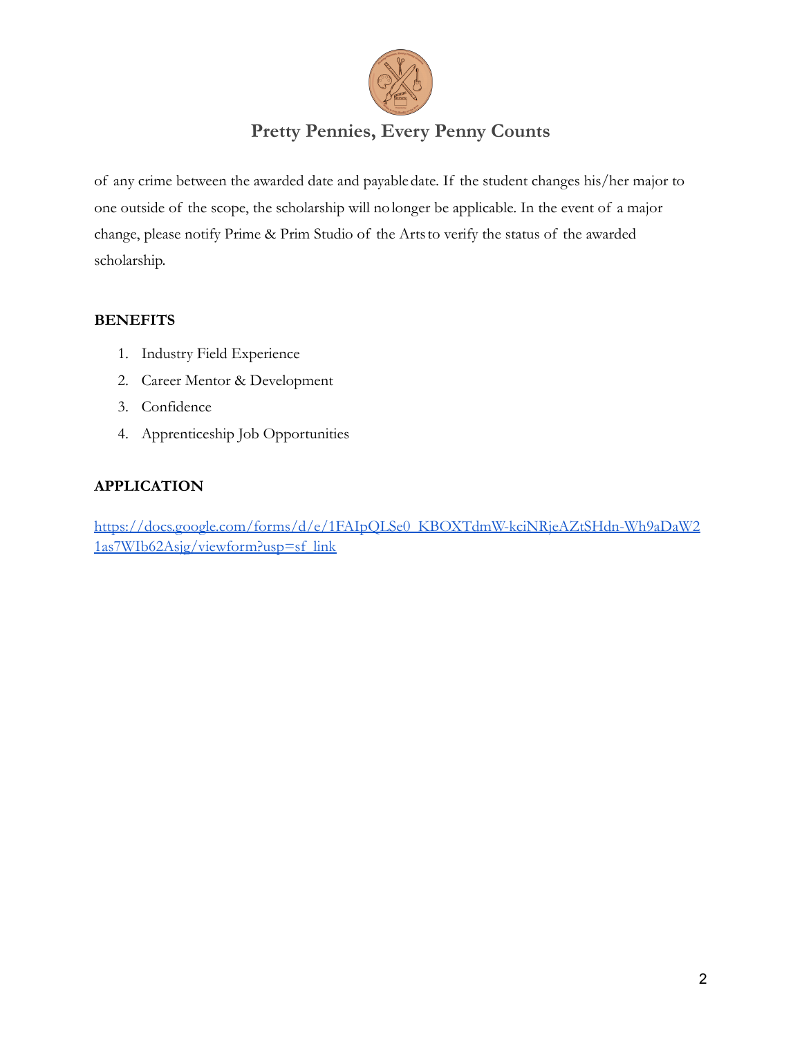of any crime between the awarded date and payable date. If the student changes his/her major to one outside of the scope, the scholarship will no longer be applicable. In the event of a major change, please notify Prime & Prim Studio of the Arts to verify the status of the awarded scholarship.

**BENEFITS**

1. Industry Field Experience
2. Career Mentor & Development
3. Confidence
4. Apprenticeship Job Opportunities

**APPLICATION**

https://docs.google.com/forms/d/e/1FAIpQLSe0_KBOXTdmW-kciNRjeAZtSHdn-Wh9aDaW21as7WIb62Asjg/viewform?usp=sf_link